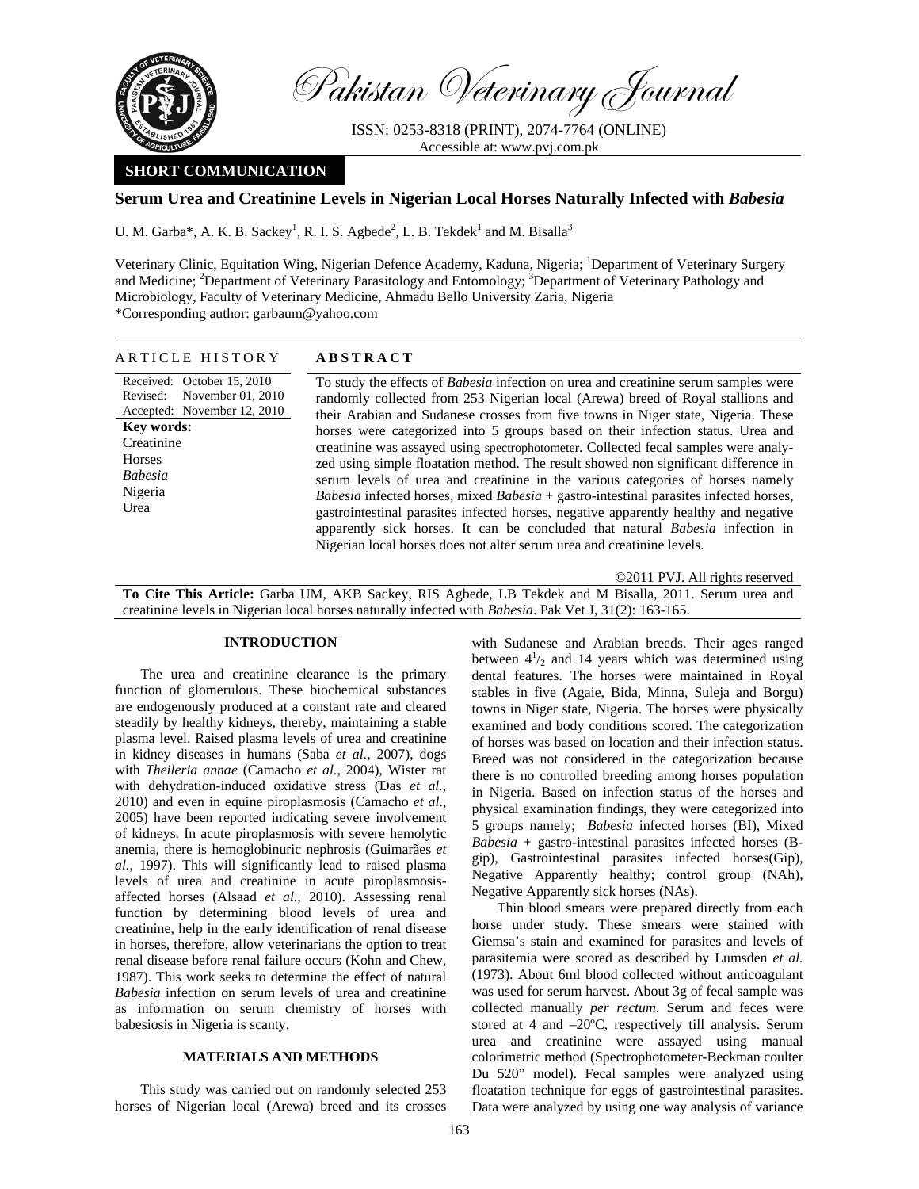# Pakistan Veterinary Journal

ISSN: 0253-8318 (PRINT), 2074-7764 (ONLINE)
Accessible at: www.pvj.com.pk

**SHORT COMMUNICATION**

## Serum Urea and Creatinine Levels in Nigerian Local Horses Naturally Infected with *Babesia*

U. M. Garba*, A. K. B. Sackey[1], R. I. S. Agbede[2], L. B. Tekdek[1] and M. Bisalla[3]

Veterinary Clinic, Equitation Wing, Nigerian Defence Academy, Kaduna, Nigeria; [1]Department of Veterinary Surgery and Medicine; [2]Department of Veterinary Parasitology and Entomology; [3]Department of Veterinary Pathology and Microbiology, Faculty of Veterinary Medicine, Ahmadu Bello University Zaria, Nigeria
*Corresponding author: garbaum@yahoo.com

### ARTICLE HISTORY

Received: October 15, 2010
Revised: November 01, 2010
Accepted: November 12, 2010

**Key words:**
Creatinine
Horses
*Babesia*
Nigeria
Urea

### ABSTRACT

To study the effects of *Babesia* infection on urea and creatinine serum samples were randomly collected from 253 Nigerian local (Arewa) breed of Royal stallions and their Arabian and Sudanese crosses from five towns in Niger state, Nigeria. These horses were categorized into 5 groups based on their infection status. Urea and creatinine was assayed using spectrophotometer. Collected fecal samples were analyzed using simple floatation method. The result showed non significant difference in serum levels of urea and creatinine in the various categories of horses namely *Babesia* infected horses, mixed *Babesia* + gastro-intestinal parasites infected horses, gastrointestinal parasites infected horses, negative apparently healthy and negative apparently sick horses. It can be concluded that natural *Babesia* infection in Nigerian local horses does not alter serum urea and creatinine levels.

©2011 PVJ. All rights reserved

**To Cite This Article:** Garba UM, AKB Sackey, RIS Agbede, LB Tekdek and M Bisalla, 2011. Serum urea and creatinine levels in Nigerian local horses naturally infected with *Babesia*. Pak Vet J, 31(2): 163-165.

## INTRODUCTION

The urea and creatinine clearance is the primary function of glomerulous. These biochemical substances are endogenously produced at a constant rate and cleared steadily by healthy kidneys, thereby, maintaining a stable plasma level. Raised plasma levels of urea and creatinine in kidney diseases in humans (Saba *et al.,* 2007), dogs with *Theileria annae* (Camacho *et al.,* 2004), Wister rat with dehydration-induced oxidative stress (Das *et al.,* 2010) and even in equine piroplasmosis (Camacho *et al*., 2005) have been reported indicating severe involvement of kidneys. In acute piroplasmosis with severe hemolytic anemia, there is hemoglobinuric nephrosis (Guimarães *et al.,* 1997). This will significantly lead to raised plasma levels of urea and creatinine in acute piroplasmosis-affected horses (Alsaad *et al.,* 2010). Assessing renal function by determining blood levels of urea and creatinine, help in the early identification of renal disease in horses, therefore, allow veterinarians the option to treat renal disease before renal failure occurs (Kohn and Chew, 1987). This work seeks to determine the effect of natural *Babesia* infection on serum levels of urea and creatinine as information on serum chemistry of horses with babesiosis in Nigeria is scanty.

## MATERIALS AND METHODS

This study was carried out on randomly selected 253 horses of Nigerian local (Arewa) breed and its crosses with Sudanese and Arabian breeds. Their ages ranged between $4^1/_2$ and 14 years which was determined using dental features. The horses were maintained in Royal stables in five (Agaie, Bida, Minna, Suleja and Borgu) towns in Niger state, Nigeria. The horses were physically examined and body conditions scored. The categorization of horses was based on location and their infection status. Breed was not considered in the categorization because there is no controlled breeding among horses population in Nigeria. Based on infection status of the horses and physical examination findings, they were categorized into 5 groups namely; *Babesia* infected horses (BI), Mixed *Babesia* + gastro-intestinal parasites infected horses (B-gip), Gastrointestinal parasites infected horses(Gip), Negative Apparently healthy; control group (NAh), Negative Apparently sick horses (NAs).

Thin blood smears were prepared directly from each horse under study. These smears were stained with Giemsa's stain and examined for parasites and levels of parasitemia were scored as described by Lumsden *et al.* (1973). About 6ml blood collected without anticoagulant was used for serum harvest. About 3g of fecal sample was collected manually *per rectum*. Serum and feces were stored at 4 and –20ºC, respectively till analysis. Serum urea and creatinine were assayed using manual colorimetric method (Spectrophotometer-Beckman coulter Du 520" model). Fecal samples were analyzed using floatation technique for eggs of gastrointestinal parasites. Data were analyzed by using one way analysis of variance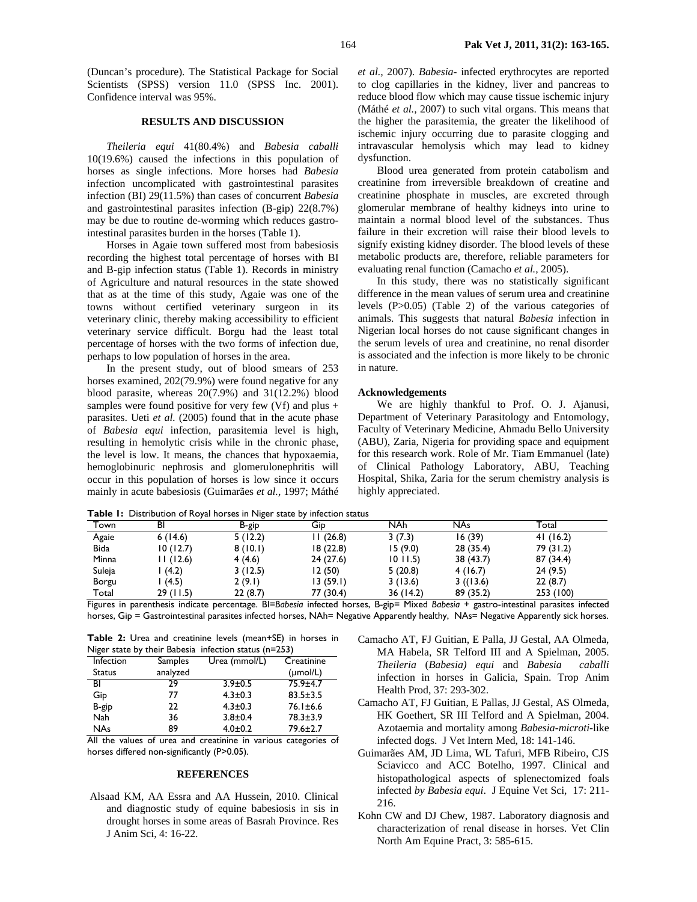(Duncan's procedure). The Statistical Package for Social Scientists (SPSS) version 11.0 (SPSS Inc. 2001). Confidence interval was 95%.

## RESULTS AND DISCUSSION

*Theileria equi* 41(80.4%) and *Babesia caballi* 10(19.6%) caused the infections in this population of horses as single infections. More horses had *Babesia* infection uncomplicated with gastrointestinal parasites infection (BI) 29(11.5%) than cases of concurrent *Babesia* and gastrointestinal parasites infection (B-gip) 22(8.7%) may be due to routine de-worming which reduces gastro-intestinal parasites burden in the horses (Table 1).

Horses in Agaie town suffered most from babesiosis recording the highest total percentage of horses with BI and B-gip infection status (Table 1). Records in ministry of Agriculture and natural resources in the state showed that as at the time of this study, Agaie was one of the towns without certified veterinary surgeon in its veterinary clinic, thereby making accessibility to efficient veterinary service difficult. Borgu had the least total percentage of horses with the two forms of infection due, perhaps to low population of horses in the area.

In the present study, out of blood smears of 253 horses examined, 202(79.9%) were found negative for any blood parasite, whereas 20(7.9%) and 31(12.2%) blood samples were found positive for very few (Vf) and plus + parasites. Ueti *et al.* (2005) found that in the acute phase of *Babesia equi* infection, parasitemia level is high, resulting in hemolytic crisis while in the chronic phase, the level is low. It means, the chances that hypoxaemia, hemoglobinuric nephrosis and glomerulonephritis will occur in this population of horses is low since it occurs mainly in acute babesiosis (Guimarães *et al.,* 1997; Máthé *et al.,* 2007). *Babesia*- infected erythrocytes are reported to clog capillaries in the kidney, liver and pancreas to reduce blood flow which may cause tissue ischemic injury (Máthé *et al.,* 2007) to such vital organs. This means that the higher the parasitemia, the greater the likelihood of ischemic injury occurring due to parasite clogging and intravascular hemolysis which may lead to kidney dysfunction.

Blood urea generated from protein catabolism and creatinine from irreversible breakdown of creatine and creatinine phosphate in muscles, are excreted through glomerular membrane of healthy kidneys into urine to maintain a normal blood level of the substances. Thus failure in their excretion will raise their blood levels to signify existing kidney disorder. The blood levels of these metabolic products are, therefore, reliable parameters for evaluating renal function (Camacho *et al.,* 2005).

In this study, there was no statistically significant difference in the mean values of serum urea and creatinine levels (P>0.05) (Table 2) of the various categories of animals. This suggests that natural *Babesia* infection in Nigerian local horses do not cause significant changes in the serum levels of urea and creatinine, no renal disorder is associated and the infection is more likely to be chronic in nature.

### Acknowledgements

We are highly thankful to Prof. O. J. Ajanusi, Department of Veterinary Parasitology and Entomology, Faculty of Veterinary Medicine, Ahmadu Bello University (ABU), Zaria, Nigeria for providing space and equipment for this research work. Role of Mr. Tiam Emmanuel (late) of Clinical Pathology Laboratory, ABU, Teaching Hospital, Shika, Zaria for the serum chemistry analysis is highly appreciated.

**Table 1:** Distribution of Royal horses in Niger state by infection status

| Town | BI | B-gip | Gip | NAh | NAs | Total |
|---|---|---|---|---|---|---|
| Agaie | 6 (14.6) | 5 (12.2) | 11 (26.8) | 3 (7.3) | 16 (39) | 41 (16.2) |
| Bida | 10 (12.7) | 8 (10.1) | 18 (22.8) | 15 (9.0) | 28 (35.4) | 79 (31.2) |
| Minna | 11 (12.6) | 4 (4.6) | 24 (27.6) | 10 11.5) | 38 (43.7) | 87 (34.4) |
| Suleja | 1 (4.2) | 3 (12.5) | 12 (50) | 5 (20.8) | 4 (16.7) | 24 (9.5) |
| Borgu | 1 (4.5) | 2 (9.1) | 13 (59.1) | 3 (13.6) | 3 ((13.6) | 22 (8.7) |
| Total | 29 (11.5) | 22 (8.7) | 77 (30.4) | 36 (14.2) | 89 (35.2) | 253 (100) |

Figures in parenthesis indicate percentage. BI=*Babesia* infected horses, B-gip= Mixed *Babesia* + gastro-intestinal parasites infected horses, Gip = Gastrointestinal parasites infected horses, NAh= Negative Apparently healthy, NAs= Negative Apparently sick horses.

**Table 2:** Urea and creatinine levels (mean+SE) in horses in Niger state by their Babesia infection status (n=253)

| Infection Status | Samples analyzed | Urea (mmol/L) | Creatinine (μmol/L) |
|---|---|---|---|
| BI | 29 | 3.9±0.5 | 75.9±4.7 |
| Gip | 77 | 4.3±0.3 | 83.5±3.5 |
| B-gip | 22 | 4.3±0.3 | 76.1±6.6 |
| Nah | 36 | 3.8±0.4 | 78.3±3.9 |
| NAs | 89 | 4.0±0.2 | 79.6±2.7 |

All the values of urea and creatinine in various categories of horses differed non-significantly (P>0.05).

## REFERENCES

Alsaad KM, AA Essra and AA Hussein, 2010. Clinical and diagnostic study of equine babesiosis in sis in drought horses in some areas of Basrah Province. Res J Anim Sci, 4: 16-22.

Camacho AT, FJ Guitian, E Palla, JJ Gestal, AA Olmeda, MA Habela, SR Telford III and A Spielman, 2005. *Theileria* (*Babesia*) *equi* and *Babesia caballi* infection in horses in Galicia, Spain. Trop Anim Health Prod, 37: 293-302.

Camacho AT, FJ Guitian, E Pallas, JJ Gestal, AS Olmeda, HK Goethert, SR III Telford and A Spielman, 2004. Azotaemia and mortality among *Babesia-microti*-like infected dogs. J Vet Intern Med, 18: 141-146.

Guimarães AM, JD Lima, WL Tafuri, MFB Ribeiro, CJS Sciavicco and ACC Botelho, 1997. Clinical and histopathological aspects of splenectomized foals infected *by Babesia equi*. J Equine Vet Sci, 17: 211-216.

Kohn CW and DJ Chew, 1987. Laboratory diagnosis and characterization of renal disease in horses. Vet Clin North Am Equine Pract, 3: 585-615.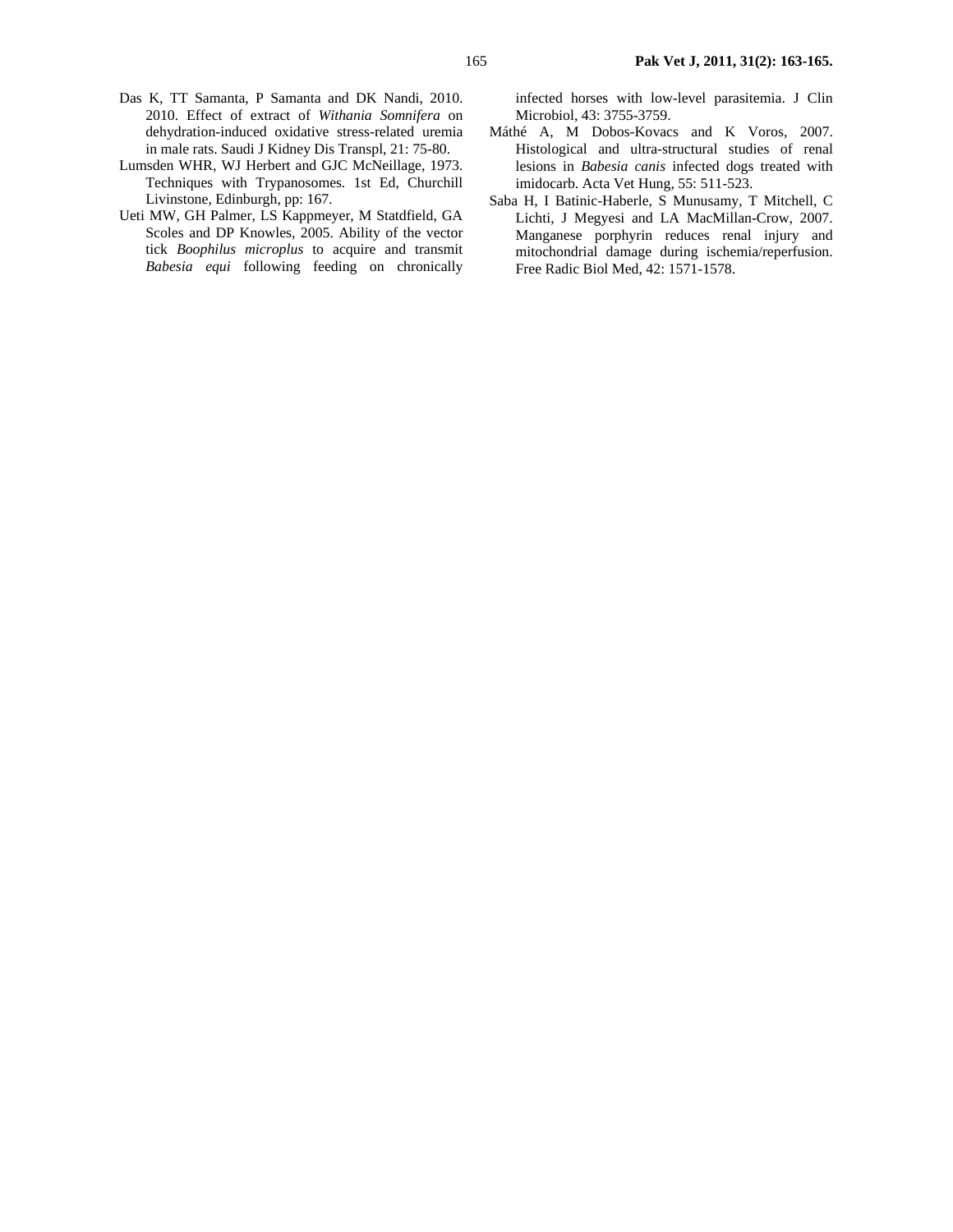Das K, TT Samanta, P Samanta and DK Nandi, 2010. 2010. Effect of extract of *Withania Somnifera* on dehydration-induced oxidative stress-related uremia in male rats. Saudi J Kidney Dis Transpl, 21: 75-80.

Lumsden WHR, WJ Herbert and GJC McNeillage, 1973. Techniques with Trypanosomes*.* 1st Ed, Churchill Livinstone, Edinburgh, pp: 167.

Ueti MW, GH Palmer, LS Kappmeyer, M Statdfield, GA Scoles and DP Knowles, 2005. Ability of the vector tick *Boophilus microplus* to acquire and transmit *Babesia equi* following feeding on chronically infected horses with low-level parasitemia. J Clin Microbiol, 43: 3755-3759.

Máthé A, M Dobos-Kovacs and K Voros, 2007. Histological and ultra-structural studies of renal lesions in *Babesia canis* infected dogs treated with imidocarb. Acta Vet Hung, 55: 511-523.

Saba H, I Batinic-Haberle, S Munusamy, T Mitchell, C Lichti, J Megyesi and LA MacMillan-Crow, 2007. Manganese porphyrin reduces renal injury and mitochondrial damage during ischemia/reperfusion. Free Radic Biol Med, 42: 1571-1578.